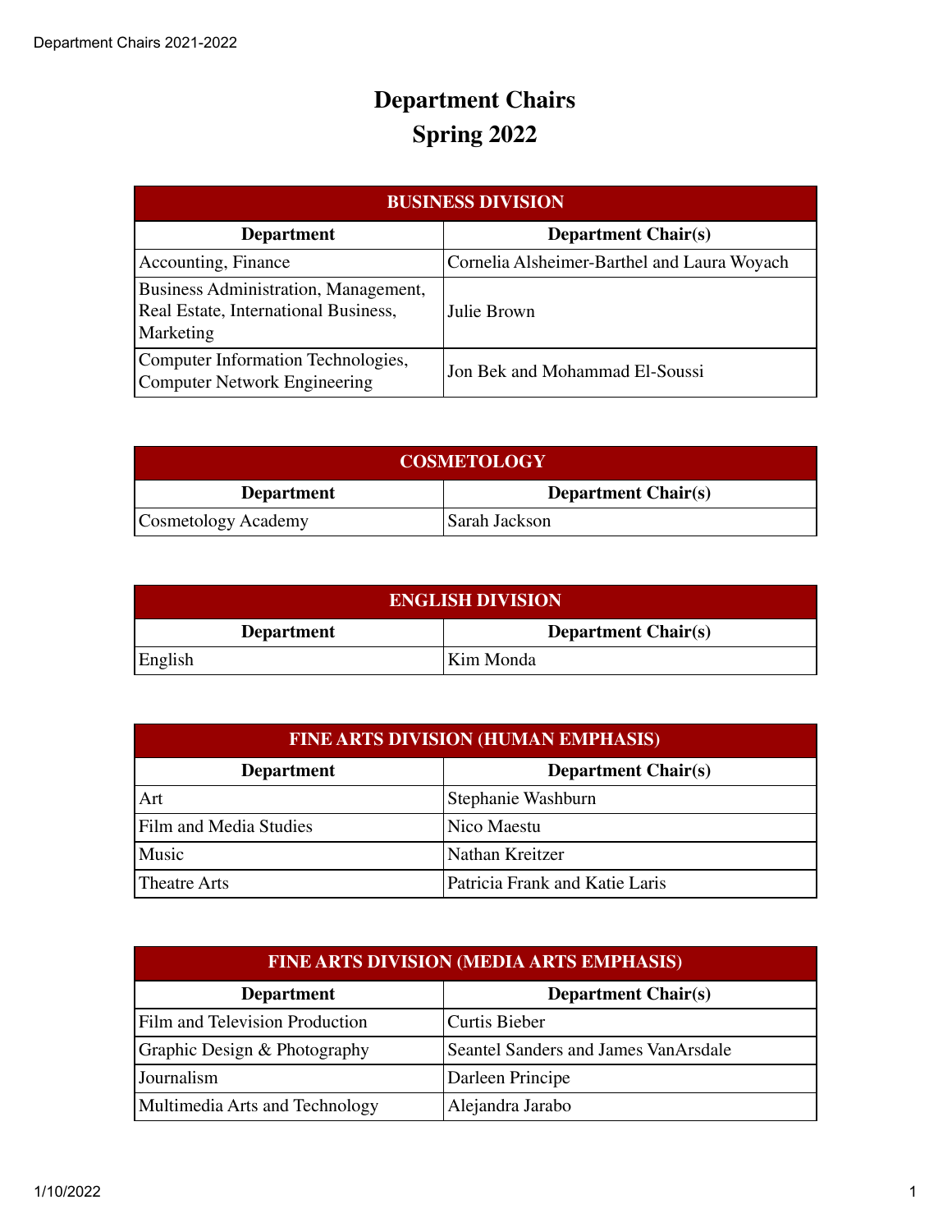# Department Chairs
# Spring 2022

| BUSINESS DIVISION | |
|---|---|
| **Department** | **Department Chair(s)** |
| Accounting, Finance | Cornelia Alsheimer-Barthel and Laura Woyach |
| Business Administration, Management, Real Estate, International Business, Marketing | Julie Brown |
| Computer Information Technologies, Computer Network Engineering | Jon Bek and Mohammad El-Soussi |

| COSMETOLOGY | |
|---|---|
| **Department** | **Department Chair(s)** |
| Cosmetology Academy | Sarah Jackson |

| ENGLISH DIVISION | |
|---|---|
| **Department** | **Department Chair(s)** |
| English | Kim Monda |

| FINE ARTS DIVISION (HUMAN EMPHASIS) | |
|---|---|
| **Department** | **Department Chair(s)** |
| Art | Stephanie Washburn |
| Film and Media Studies | Nico Maestu |
| Music | Nathan Kreitzer |
| Theatre Arts | Patricia Frank and Katie Laris |

| FINE ARTS DIVISION (MEDIA ARTS EMPHASIS) | |
|---|---|
| **Department** | **Department Chair(s)** |
| Film and Television Production | Curtis Bieber |
| Graphic Design & Photography | Seantel Sanders and James VanArsdale |
| Journalism | Darleen Principe |
| Multimedia Arts and Technology | Alejandra Jarabo |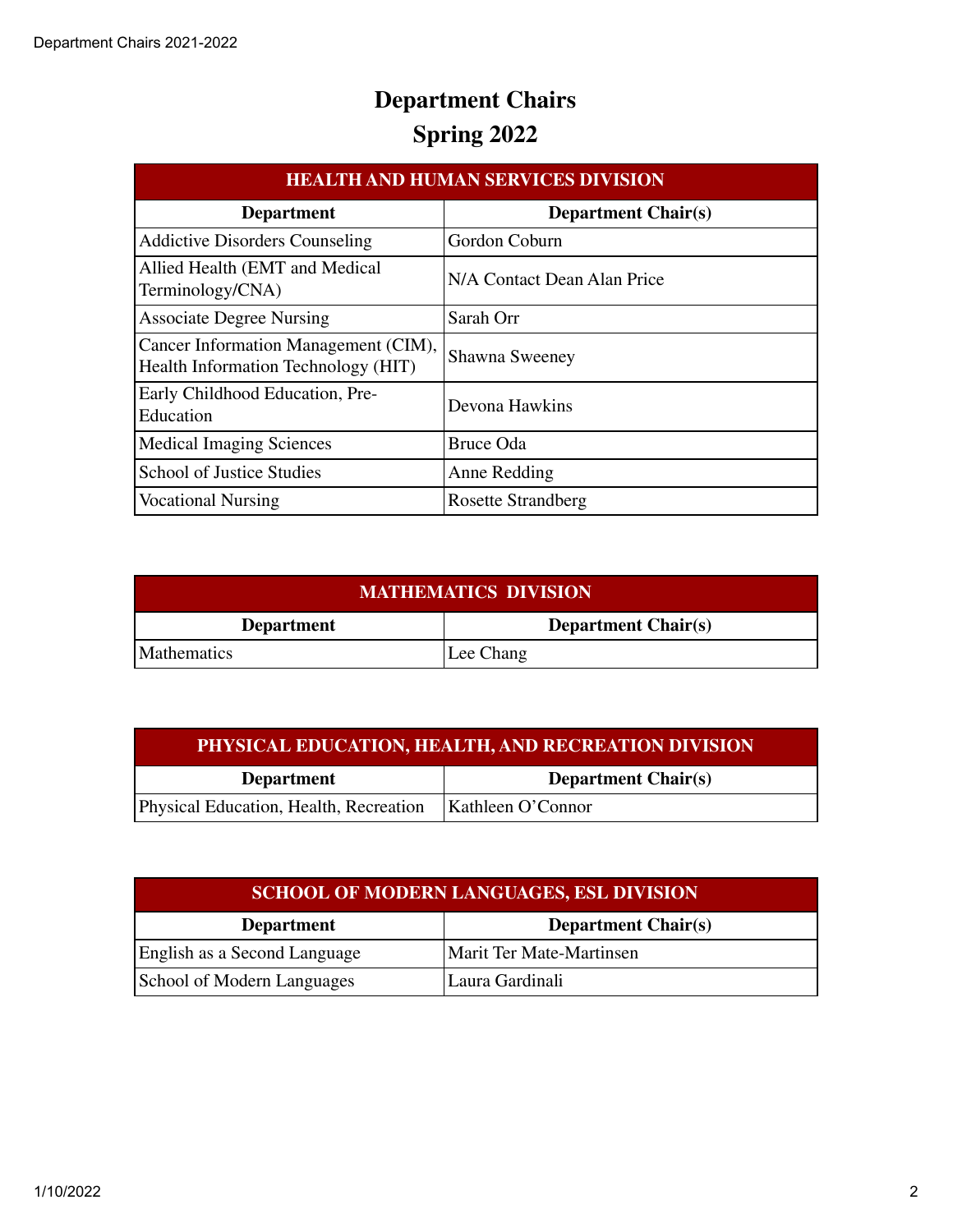# Department Chairs
## Spring 2022

| HEALTH AND HUMAN SERVICES DIVISION | |
|---|---|
| **Department** | **Department Chair(s)** |
| Addictive Disorders Counseling | Gordon Coburn |
| Allied Health (EMT and Medical Terminology/CNA) | N/A Contact Dean Alan Price |
| Associate Degree Nursing | Sarah Orr |
| Cancer Information Management (CIM), Health Information Technology (HIT) | Shawna Sweeney |
| Early Childhood Education, Pre-Education | Devona Hawkins |
| Medical Imaging Sciences | Bruce Oda |
| School of Justice Studies | Anne Redding |
| Vocational Nursing | Rosette Strandberg |

| MATHEMATICS DIVISION | |
|---|---|
| **Department** | **Department Chair(s)** |
| Mathematics | Lee Chang |

| PHYSICAL EDUCATION, HEALTH, AND RECREATION DIVISION | |
|---|---|
| **Department** | **Department Chair(s)** |
| Physical Education, Health, Recreation | Kathleen O'Connor |

| SCHOOL OF MODERN LANGUAGES, ESL DIVISION | |
|---|---|
| **Department** | **Department Chair(s)** |
| English as a Second Language | Marit Ter Mate-Martinsen |
| School of Modern Languages | Laura Gardinali |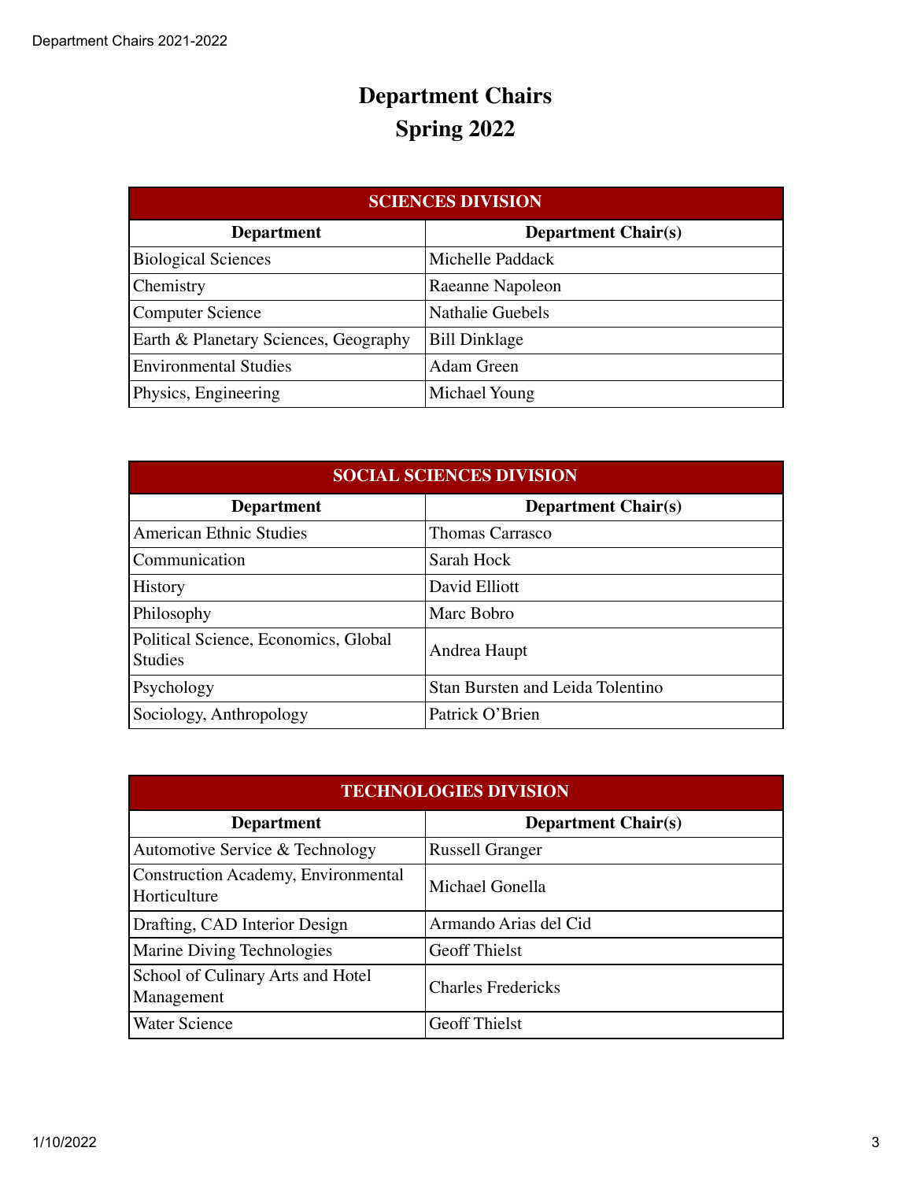# Department Chairs
# Spring 2022

| SCIENCES DIVISION | |
|---|---|
| **Department** | **Department Chair(s)** |
| Biological Sciences | Michelle Paddack |
| Chemistry | Raeanne Napoleon |
| Computer Science | Nathalie Guebels |
| Earth & Planetary Sciences, Geography | Bill Dinklage |
| Environmental Studies | Adam Green |
| Physics, Engineering | Michael Young |

| SOCIAL SCIENCES DIVISION | |
|---|---|
| **Department** | **Department Chair(s)** |
| American Ethnic Studies | Thomas Carrasco |
| Communication | Sarah Hock |
| History | David Elliott |
| Philosophy | Marc Bobro |
| Political Science, Economics, Global Studies | Andrea Haupt |
| Psychology | Stan Bursten and Leida Tolentino |
| Sociology, Anthropology | Patrick O'Brien |

| TECHNOLOGIES DIVISION | |
|---|---|
| **Department** | **Department Chair(s)** |
| Automotive Service & Technology | Russell Granger |
| Construction Academy, Environmental Horticulture | Michael Gonella |
| Drafting, CAD Interior Design | Armando Arias del Cid |
| Marine Diving Technologies | Geoff Thielst |
| School of Culinary Arts and Hotel Management | Charles Fredericks |
| Water Science | Geoff Thielst |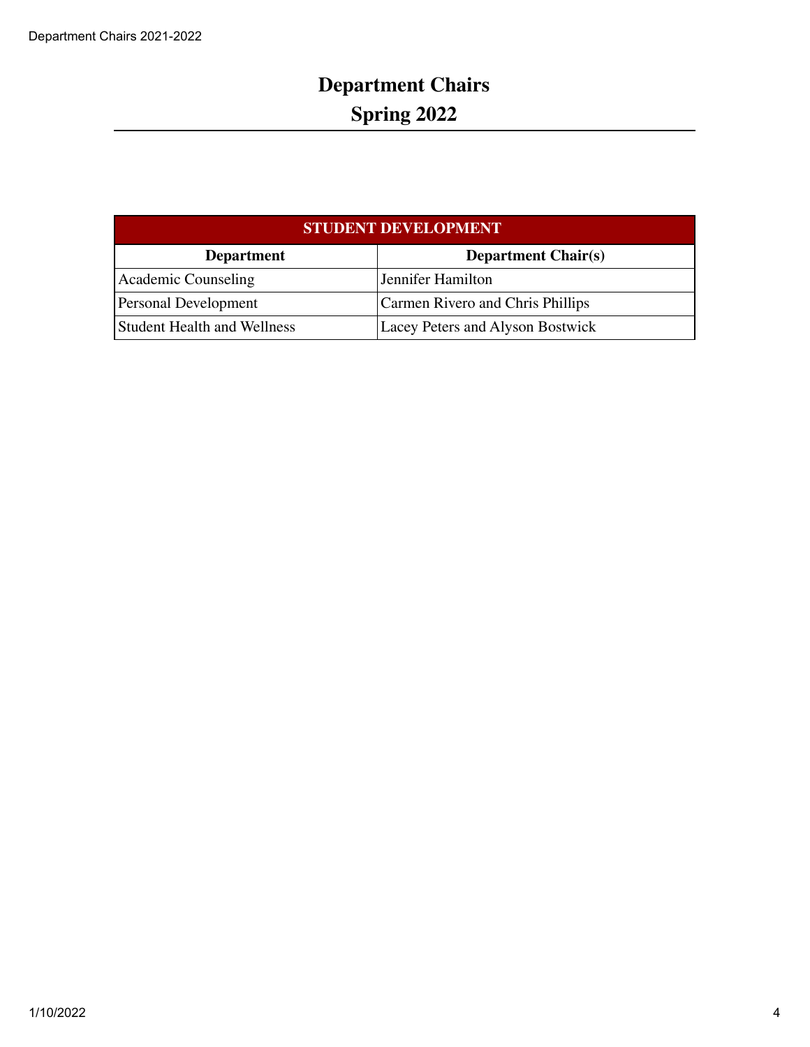# Department Chairs
## Spring 2022

| STUDENT DEVELOPMENT | |
|---|---|
| **Department** | **Department Chair(s)** |
| Academic Counseling | Jennifer Hamilton |
| Personal Development | Carmen Rivero and Chris Phillips |
| Student Health and Wellness | Lacey Peters and Alyson Bostwick |